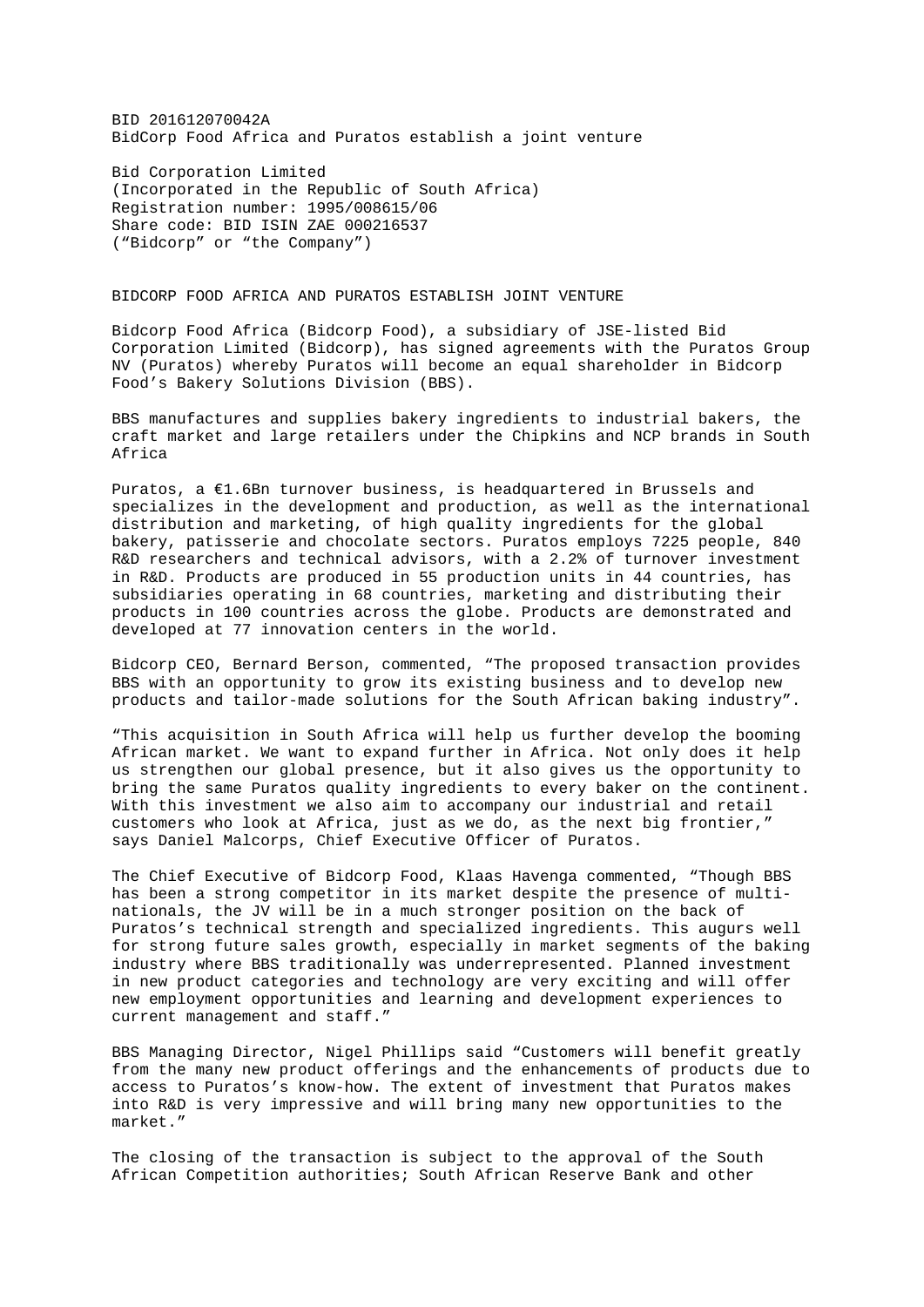BID 201612070042A
BidCorp Food Africa and Puratos establish a joint venture

Bid Corporation Limited
(Incorporated in the Republic of South Africa)
Registration number: 1995/008615/06
Share code: BID ISIN ZAE 000216537
("Bidcorp" or "the Company")

# BIDCORP FOOD AFRICA AND PURATOS ESTABLISH JOINT VENTURE

Bidcorp Food Africa (Bidcorp Food), a subsidiary of JSE-listed Bid Corporation Limited (Bidcorp), has signed agreements with the Puratos Group NV (Puratos) whereby Puratos will become an equal shareholder in Bidcorp Food's Bakery Solutions Division (BBS).

BBS manufactures and supplies bakery ingredients to industrial bakers, the craft market and large retailers under the Chipkins and NCP brands in South Africa

Puratos, a €1.6Bn turnover business, is headquartered in Brussels and specializes in the development and production, as well as the international distribution and marketing, of high quality ingredients for the global bakery, patisserie and chocolate sectors. Puratos employs 7225 people, 840 R&D researchers and technical advisors, with a 2.2% of turnover investment in R&D. Products are produced in 55 production units in 44 countries, has subsidiaries operating in 68 countries, marketing and distributing their products in 100 countries across the globe. Products are demonstrated and developed at 77 innovation centers in the world.

Bidcorp CEO, Bernard Berson, commented, "The proposed transaction provides BBS with an opportunity to grow its existing business and to develop new products and tailor-made solutions for the South African baking industry".

"This acquisition in South Africa will help us further develop the booming African market. We want to expand further in Africa. Not only does it help us strengthen our global presence, but it also gives us the opportunity to bring the same Puratos quality ingredients to every baker on the continent. With this investment we also aim to accompany our industrial and retail customers who look at Africa, just as we do, as the next big frontier," says Daniel Malcorps, Chief Executive Officer of Puratos.

The Chief Executive of Bidcorp Food, Klaas Havenga commented, "Though BBS has been a strong competitor in its market despite the presence of multi-nationals, the JV will be in a much stronger position on the back of Puratos's technical strength and specialized ingredients. This augurs well for strong future sales growth, especially in market segments of the baking industry where BBS traditionally was underrepresented. Planned investment in new product categories and technology are very exciting and will offer new employment opportunities and learning and development experiences to current management and staff."

BBS Managing Director, Nigel Phillips said "Customers will benefit greatly from the many new product offerings and the enhancements of products due to access to Puratos's know-how. The extent of investment that Puratos makes into R&D is very impressive and will bring many new opportunities to the market."

The closing of the transaction is subject to the approval of the South African Competition authorities; South African Reserve Bank and other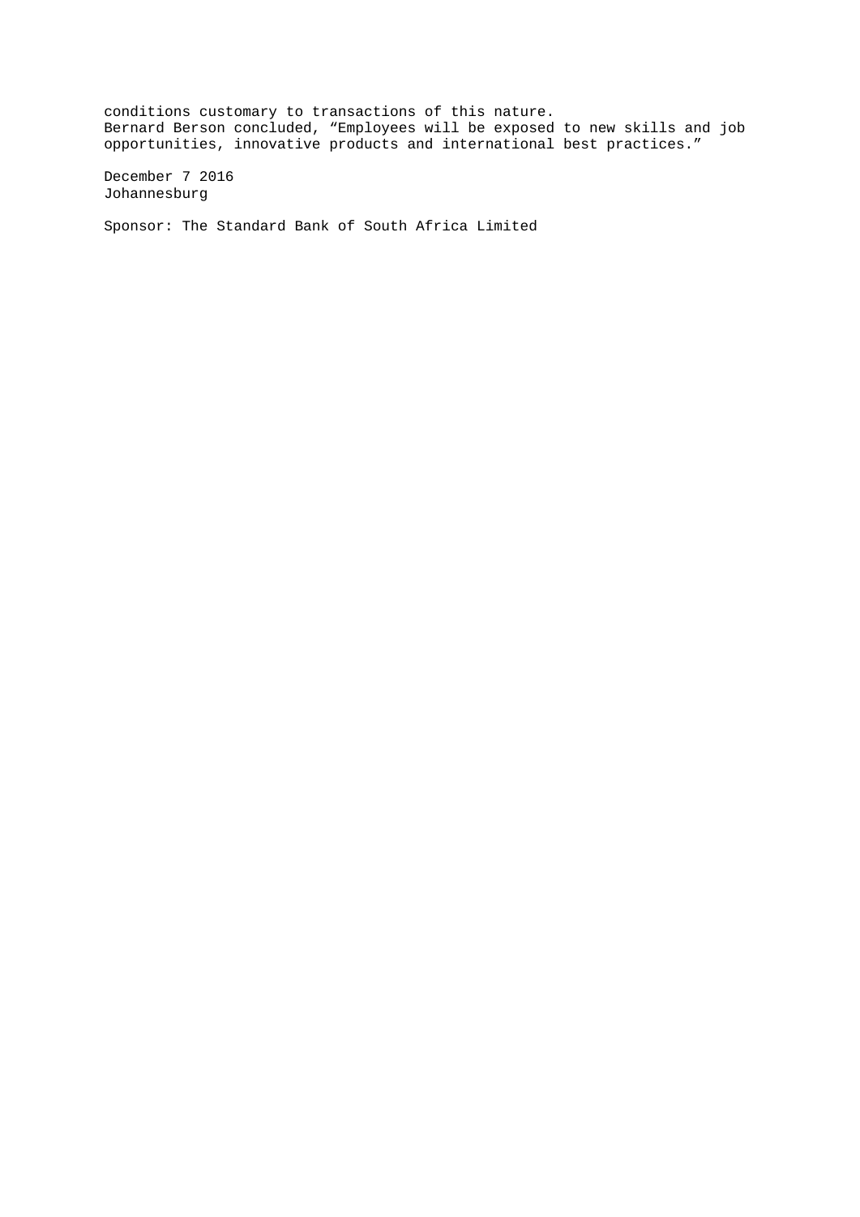conditions customary to transactions of this nature.
Bernard Berson concluded, “Employees will be exposed to new skills and job opportunities, innovative products and international best practices.”

December 7 2016
Johannesburg

Sponsor: The Standard Bank of South Africa Limited